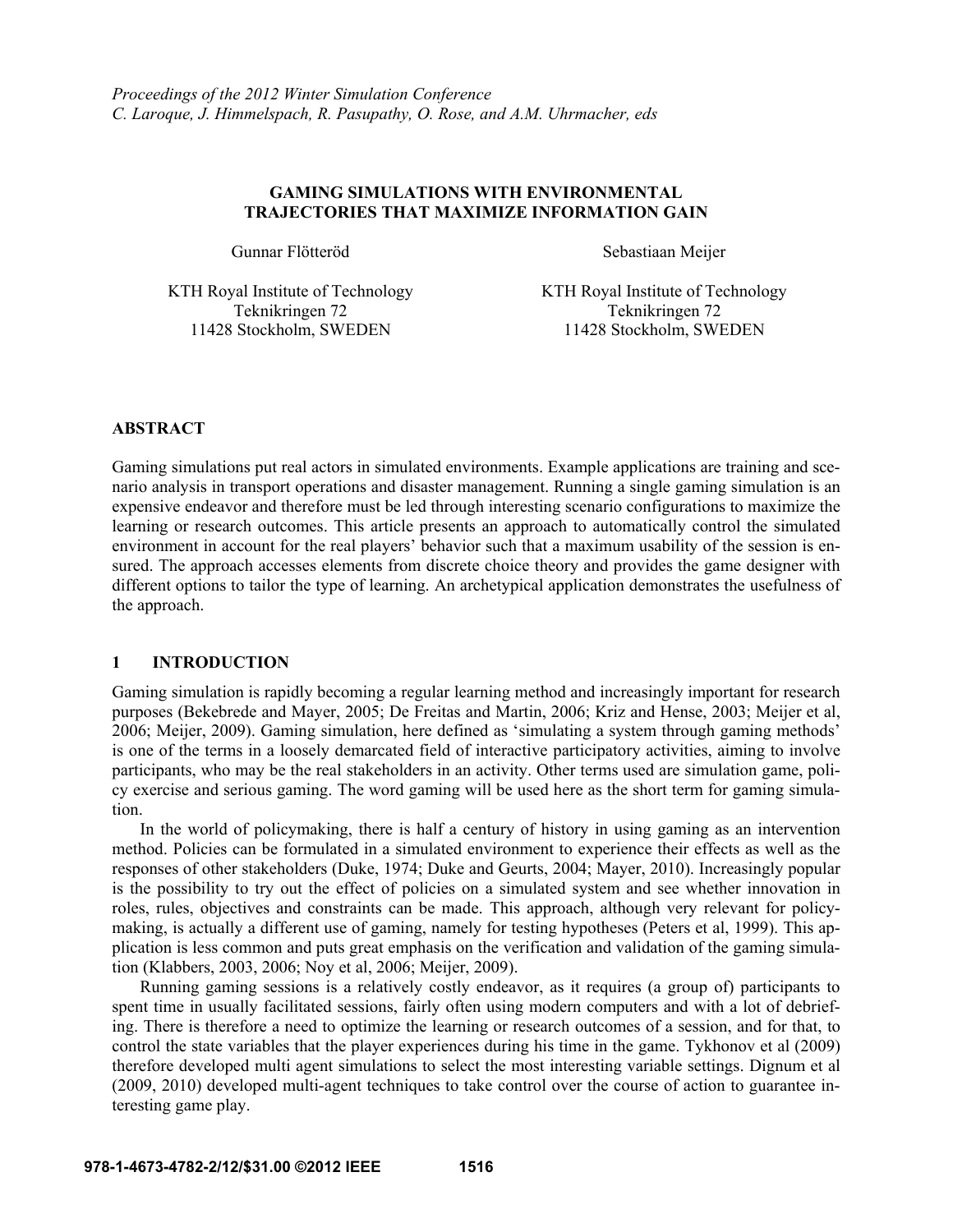*Proceedings of the 2012 Winter Simulation Conference*
*C. Laroque, J. Himmelspach, R. Pasupathy, O. Rose, and A.M. Uhrmacher, eds*

# GAMING SIMULATIONS WITH ENVIRONMENTAL TRAJECTORIES THAT MAXIMIZE INFORMATION GAIN

Gunnar Flötteröd

KTH Royal Institute of Technology
Teknikringen 72
11428 Stockholm, SWEDEN

Sebastiaan Meijer

KTH Royal Institute of Technology
Teknikringen 72
11428 Stockholm, SWEDEN

## ABSTRACT

Gaming simulations put real actors in simulated environments. Example applications are training and scenario analysis in transport operations and disaster management. Running a single gaming simulation is an expensive endeavor and therefore must be led through interesting scenario configurations to maximize the learning or research outcomes. This article presents an approach to automatically control the simulated environment in account for the real players' behavior such that a maximum usability of the session is ensured. The approach accesses elements from discrete choice theory and provides the game designer with different options to tailor the type of learning. An archetypical application demonstrates the usefulness of the approach.

## 1 INTRODUCTION

Gaming simulation is rapidly becoming a regular learning method and increasingly important for research purposes (Bekebrede and Mayer, 2005; De Freitas and Martin, 2006; Kriz and Hense, 2003; Meijer et al, 2006; Meijer, 2009). Gaming simulation, here defined as 'simulating a system through gaming methods' is one of the terms in a loosely demarcated field of interactive participatory activities, aiming to involve participants, who may be the real stakeholders in an activity. Other terms used are simulation game, policy exercise and serious gaming. The word gaming will be used here as the short term for gaming simulation.

In the world of policymaking, there is half a century of history in using gaming as an intervention method. Policies can be formulated in a simulated environment to experience their effects as well as the responses of other stakeholders (Duke, 1974; Duke and Geurts, 2004; Mayer, 2010). Increasingly popular is the possibility to try out the effect of policies on a simulated system and see whether innovation in roles, rules, objectives and constraints can be made. This approach, although very relevant for policymaking, is actually a different use of gaming, namely for testing hypotheses (Peters et al, 1999). This application is less common and puts great emphasis on the verification and validation of the gaming simulation (Klabbers, 2003, 2006; Noy et al, 2006; Meijer, 2009).

Running gaming sessions is a relatively costly endeavor, as it requires (a group of) participants to spent time in usually facilitated sessions, fairly often using modern computers and with a lot of debriefing. There is therefore a need to optimize the learning or research outcomes of a session, and for that, to control the state variables that the player experiences during his time in the game. Tykhonov et al (2009) therefore developed multi agent simulations to select the most interesting variable settings. Dignum et al (2009, 2010) developed multi-agent techniques to take control over the course of action to guarantee interesting game play.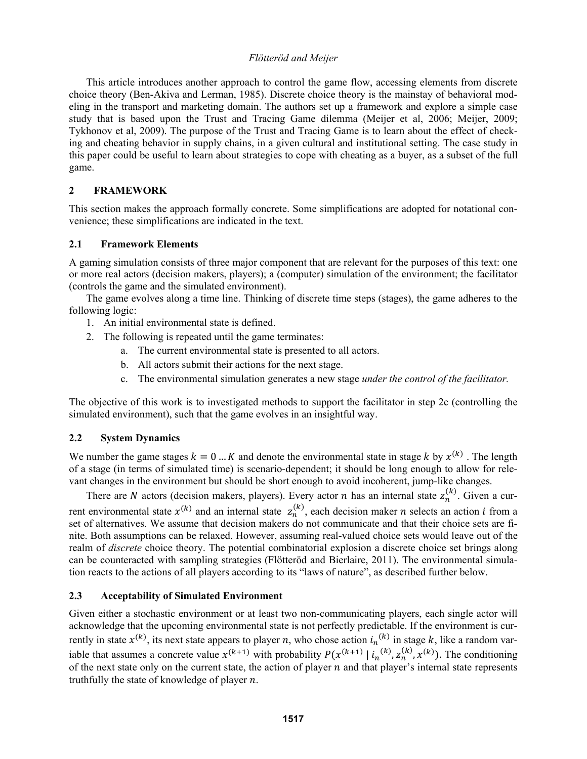This article introduces another approach to control the game flow, accessing elements from discrete choice theory (Ben-Akiva and Lerman, 1985). Discrete choice theory is the mainstay of behavioral modeling in the transport and marketing domain. The authors set up a framework and explore a simple case study that is based upon the Trust and Tracing Game dilemma (Meijer et al, 2006; Meijer, 2009; Tykhonov et al, 2009). The purpose of the Trust and Tracing Game is to learn about the effect of checking and cheating behavior in supply chains, in a given cultural and institutional setting. The case study in this paper could be useful to learn about strategies to cope with cheating as a buyer, as a subset of the full game.

## 2 FRAMEWORK

This section makes the approach formally concrete. Some simplifications are adopted for notational convenience; these simplifications are indicated in the text.

### 2.1 Framework Elements

A gaming simulation consists of three major component that are relevant for the purposes of this text: one or more real actors (decision makers, players); a (computer) simulation of the environment; the facilitator (controls the game and the simulated environment).

The game evolves along a time line. Thinking of discrete time steps (stages), the game adheres to the following logic:

1. An initial environmental state is defined.
2. The following is repeated until the game terminates:
    a. The current environmental state is presented to all actors.
    b. All actors submit their actions for the next stage.
    c. The environmental simulation generates a new stage *under the control of the facilitator.*

The objective of this work is to investigated methods to support the facilitator in step 2c (controlling the simulated environment), such that the game evolves in an insightful way.

### 2.2 System Dynamics

We number the game stages $k = 0 \ldots K$ and denote the environmental state in stage $k$ by $x^{(k)}$ . The length of a stage (in terms of simulated time) is scenario-dependent; it should be long enough to allow for relevant changes in the environment but should be short enough to avoid incoherent, jump-like changes.

There are $N$ actors (decision makers, players). Every actor $n$ has an internal state $z_n^{(k)}$. Given a current environmental state $x^{(k)}$ and an internal state $z_n^{(k)}$, each decision maker $n$ selects an action $i$ from a set of alternatives. We assume that decision makers do not communicate and that their choice sets are finite. Both assumptions can be relaxed. However, assuming real-valued choice sets would leave out of the realm of *discrete* choice theory. The potential combinatorial explosion a discrete choice set brings along can be counteracted with sampling strategies (Flötteröd and Bierlaire, 2011). The environmental simulation reacts to the actions of all players according to its "laws of nature", as described further below.

### 2.3 Acceptability of Simulated Environment

Given either a stochastic environment or at least two non-communicating players, each single actor will acknowledge that the upcoming environmental state is not perfectly predictable. If the environment is currently in state $x^{(k)}$, its next state appears to player $n$, who chose action $i_n{}^{(k)}$ in stage $k$, like a random variable that assumes a concrete value $x^{(k+1)}$ with probability $P(x^{(k+1)} \mid i_n{}^{(k)}, z_n^{(k)}, x^{(k)})$. The conditioning of the next state only on the current state, the action of player $n$ and that player's internal state represents truthfully the state of knowledge of player $n$.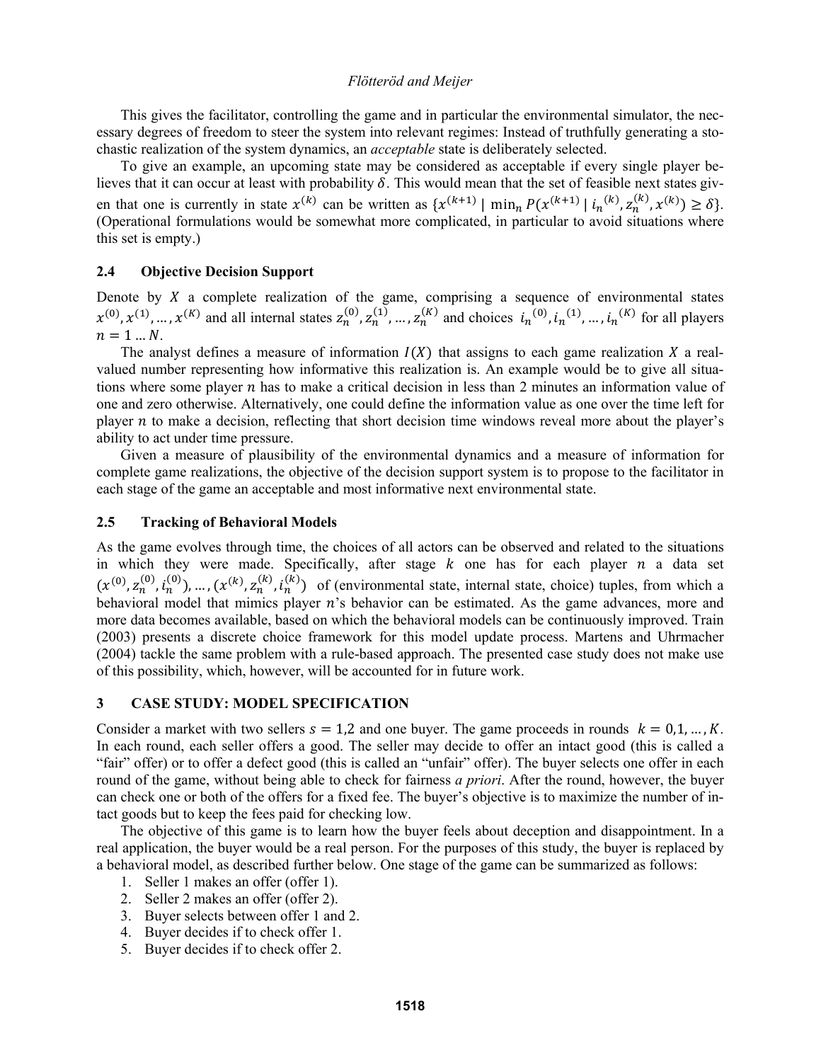This gives the facilitator, controlling the game and in particular the environmental simulator, the necessary degrees of freedom to steer the system into relevant regimes: Instead of truthfully generating a stochastic realization of the system dynamics, an *acceptable* state is deliberately selected.

To give an example, an upcoming state may be considered as acceptable if every single player believes that it can occur at least with probability $\delta$. This would mean that the set of feasible next states given that one is currently in state $x^{(k)}$ can be written as $\{x^{(k+1)} \mid \min_n P(x^{(k+1)} \mid i_n{}^{(k)}, z_n^{(k)}, x^{(k)}) \geq \delta\}$. (Operational formulations would be somewhat more complicated, in particular to avoid situations where this set is empty.)

### 2.4 Objective Decision Support

Denote by $X$ a complete realization of the game, comprising a sequence of environmental states $x^{(0)}, x^{(1)}, \ldots, x^{(K)}$ and all internal states $z_n^{(0)}, z_n^{(1)}, \ldots, z_n^{(K)}$ and choices $i_n{}^{(0)}, i_n{}^{(1)}, \ldots, i_n{}^{(K)}$ for all players $n = 1 \ldots N$.

The analyst defines a measure of information $I(X)$ that assigns to each game realization $X$ a real-valued number representing how informative this realization is. An example would be to give all situations where some player $n$ has to make a critical decision in less than 2 minutes an information value of one and zero otherwise. Alternatively, one could define the information value as one over the time left for player $n$ to make a decision, reflecting that short decision time windows reveal more about the player's ability to act under time pressure.

Given a measure of plausibility of the environmental dynamics and a measure of information for complete game realizations, the objective of the decision support system is to propose to the facilitator in each stage of the game an acceptable and most informative next environmental state.

### 2.5 Tracking of Behavioral Models

As the game evolves through time, the choices of all actors can be observed and related to the situations in which they were made. Specifically, after stage $k$ one has for each player $n$ a data set $(x^{(0)}, z_n^{(0)}, i_n^{(0)}), \ldots, (x^{(k)}, z_n^{(k)}, i_n^{(k)})$ of (environmental state, internal state, choice) tuples, from which a behavioral model that mimics player $n$'s behavior can be estimated. As the game advances, more and more data becomes available, based on which the behavioral models can be continuously improved. Train (2003) presents a discrete choice framework for this model update process. Martens and Uhrmacher (2004) tackle the same problem with a rule-based approach. The presented case study does not make use of this possibility, which, however, will be accounted for in future work.

## 3 CASE STUDY: MODEL SPECIFICATION

Consider a market with two sellers $s = 1,2$ and one buyer. The game proceeds in rounds $k = 0,1, \ldots, K$. In each round, each seller offers a good. The seller may decide to offer an intact good (this is called a "fair" offer) or to offer a defect good (this is called an "unfair" offer). The buyer selects one offer in each round of the game, without being able to check for fairness *a priori*. After the round, however, the buyer can check one or both of the offers for a fixed fee. The buyer's objective is to maximize the number of intact goods but to keep the fees paid for checking low.

The objective of this game is to learn how the buyer feels about deception and disappointment. In a real application, the buyer would be a real person. For the purposes of this study, the buyer is replaced by a behavioral model, as described further below. One stage of the game can be summarized as follows:

1. Seller 1 makes an offer (offer 1).
2. Seller 2 makes an offer (offer 2).
3. Buyer selects between offer 1 and 2.
4. Buyer decides if to check offer 1.
5. Buyer decides if to check offer 2.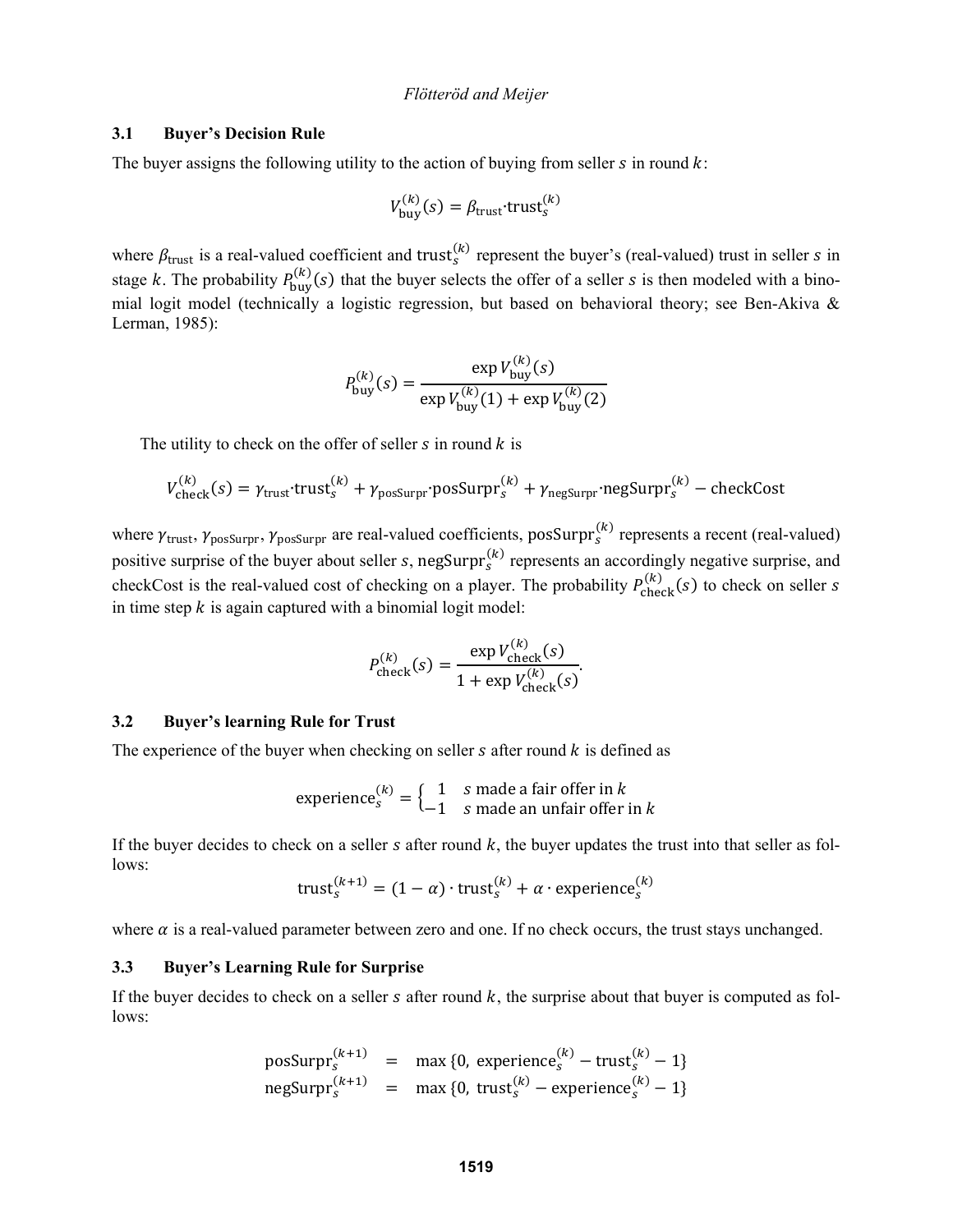### 3.1 Buyer's Decision Rule

The buyer assigns the following utility to the action of buying from seller $s$ in round $k$:

$$V_{\text{buy}}^{(k)}(s) = \beta_{\text{trust}} \cdot \text{trust}_s^{(k)}$$

where $\beta_{\text{trust}}$ is a real-valued coefficient and $\text{trust}_s^{(k)}$ represent the buyer's (real-valued) trust in seller $s$ in stage $k$. The probability $P_{\text{buy}}^{(k)}(s)$ that the buyer selects the offer of a seller $s$ is then modeled with a binomial logit model (technically a logistic regression, but based on behavioral theory; see Ben-Akiva & Lerman, 1985):

$$P_{\text{buy}}^{(k)}(s) = \frac{\exp V_{\text{buy}}^{(k)}(s)}{\exp V_{\text{buy}}^{(k)}(1) + \exp V_{\text{buy}}^{(k)}(2)}$$

The utility to check on the offer of seller $s$ in round $k$ is

$$V_{\text{check}}^{(k)}(s) = \gamma_{\text{trust}} \cdot \text{trust}_s^{(k)} + \gamma_{\text{posSurpr}} \cdot \text{posSurpr}_s^{(k)} + \gamma_{\text{negSurpr}} \cdot \text{negSurpr}_s^{(k)} - \text{checkCost}$$

where $\gamma_{\text{trust}}$, $\gamma_{\text{posSurpr}}$, $\gamma_{\text{posSurpr}}$ are real-valued coefficients, $\text{posSurpr}_s^{(k)}$ represents a recent (real-valued) positive surprise of the buyer about seller $s$, $\text{negSurpr}_s^{(k)}$ represents an accordingly negative surprise, and checkCost is the real-valued cost of checking on a player. The probability $P_{\text{check}}^{(k)}(s)$ to check on seller $s$ in time step $k$ is again captured with a binomial logit model:

$$P_{\text{check}}^{(k)}(s) = \frac{\exp V_{\text{check}}^{(k)}(s)}{1 + \exp V_{\text{check}}^{(k)}(s)}.$$

### 3.2 Buyer's learning Rule for Trust

The experience of the buyer when checking on seller $s$ after round $k$ is defined as

$$\text{experience}_s^{(k)} = \begin{cases} 1 & s \text{ made a fair offer in } k \\ -1 & s \text{ made an unfair offer in } k \end{cases}$$

If the buyer decides to check on a seller $s$ after round $k$, the buyer updates the trust into that seller as follows:

$$\text{trust}_s^{(k+1)} = (1 - \alpha) \cdot \text{trust}_s^{(k)} + \alpha \cdot \text{experience}_s^{(k)}$$

where $\alpha$ is a real-valued parameter between zero and one. If no check occurs, the trust stays unchanged.

### 3.3 Buyer's Learning Rule for Surprise

If the buyer decides to check on a seller $s$ after round $k$, the surprise about that buyer is computed as follows:

$$\begin{aligned} \text{posSurpr}_s^{(k+1)} &= \max\{0,\ \text{experience}_s^{(k)} - \text{trust}_s^{(k)} - 1\} \\ \text{negSurpr}_s^{(k+1)} &= \max\{0,\ \text{trust}_s^{(k)} - \text{experience}_s^{(k)} - 1\} \end{aligned}$$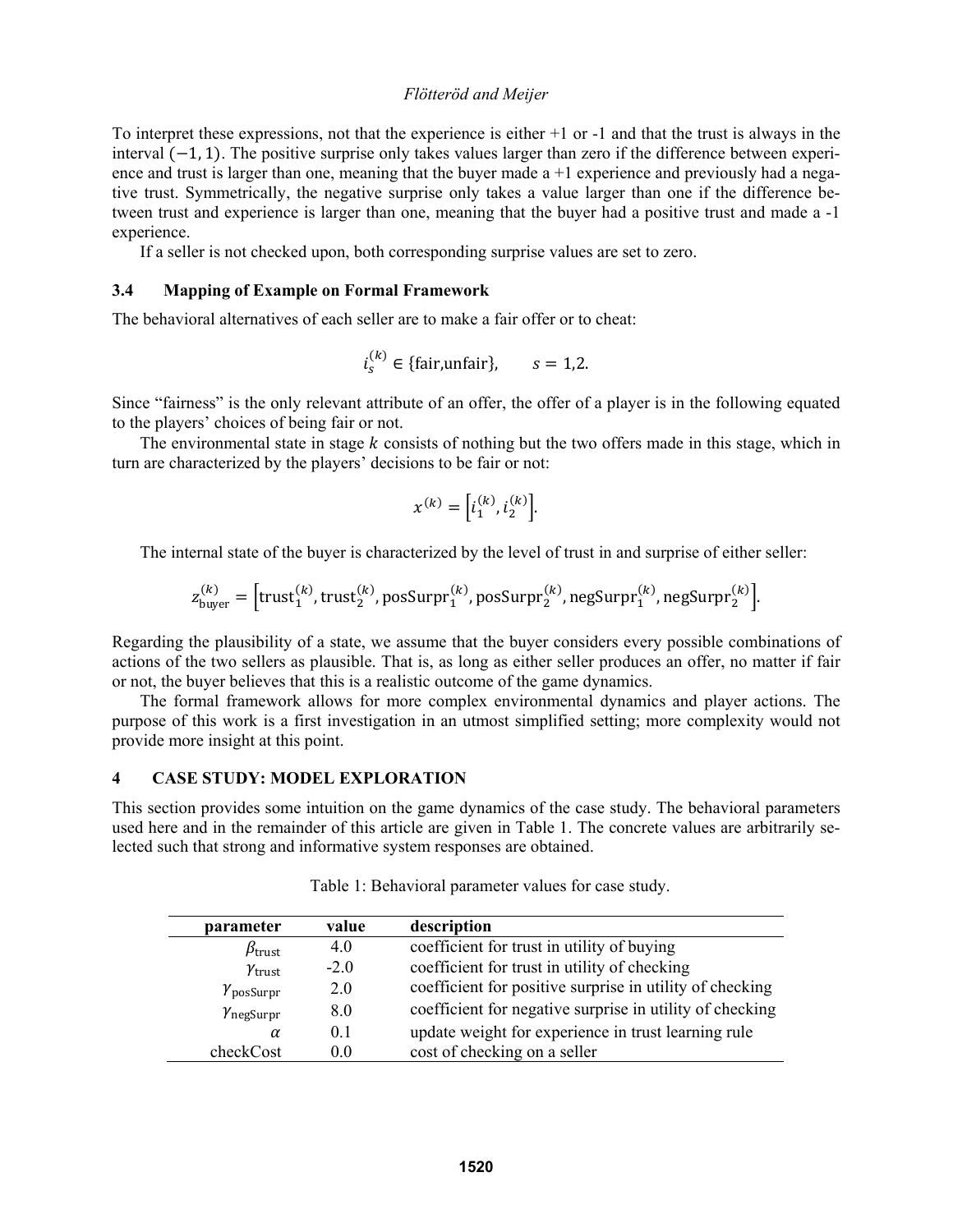To interpret these expressions, not that the experience is either +1 or -1 and that the trust is always in the interval $(-1, 1)$. The positive surprise only takes values larger than zero if the difference between experience and trust is larger than one, meaning that the buyer made a +1 experience and previously had a negative trust. Symmetrically, the negative surprise only takes a value larger than one if the difference between trust and experience is larger than one, meaning that the buyer had a positive trust and made a -1 experience.

If a seller is not checked upon, both corresponding surprise values are set to zero.

### 3.4 Mapping of Example on Formal Framework

The behavioral alternatives of each seller are to make a fair offer or to cheat:

$$i_s^{(k)} \in \{\text{fair,unfair}\}, \qquad s = 1,2.$$

Since "fairness" is the only relevant attribute of an offer, the offer of a player is in the following equated to the players' choices of being fair or not.

The environmental state in stage $k$ consists of nothing but the two offers made in this stage, which in turn are characterized by the players' decisions to be fair or not:

$$x^{(k)} = \left[i_1^{(k)}, i_2^{(k)}\right].$$

The internal state of the buyer is characterized by the level of trust in and surprise of either seller:

$$z_{\text{buyer}}^{(k)} = \left[\text{trust}_1^{(k)}, \text{trust}_2^{(k)}, \text{posSurpr}_1^{(k)}, \text{posSurpr}_2^{(k)}, \text{negSurpr}_1^{(k)}, \text{negSurpr}_2^{(k)}\right].$$

Regarding the plausibility of a state, we assume that the buyer considers every possible combinations of actions of the two sellers as plausible. That is, as long as either seller produces an offer, no matter if fair or not, the buyer believes that this is a realistic outcome of the game dynamics.

The formal framework allows for more complex environmental dynamics and player actions. The purpose of this work is a first investigation in an utmost simplified setting; more complexity would not provide more insight at this point.

## 4 CASE STUDY: MODEL EXPLORATION

This section provides some intuition on the game dynamics of the case study. The behavioral parameters used here and in the remainder of this article are given in Table 1. The concrete values are arbitrarily selected such that strong and informative system responses are obtained.

Table 1: Behavioral parameter values for case study.

| parameter | value | description |
|---|---|---|
| $\beta_{\text{trust}}$ | 4.0 | coefficient for trust in utility of buying |
| $\gamma_{\text{trust}}$ | -2.0 | coefficient for trust in utility of checking |
| $\gamma_{\text{posSurpr}}$ | 2.0 | coefficient for positive surprise in utility of checking |
| $\gamma_{\text{negSurpr}}$ | 8.0 | coefficient for negative surprise in utility of checking |
| $\alpha$ | 0.1 | update weight for experience in trust learning rule |
| checkCost | 0.0 | cost of checking on a seller |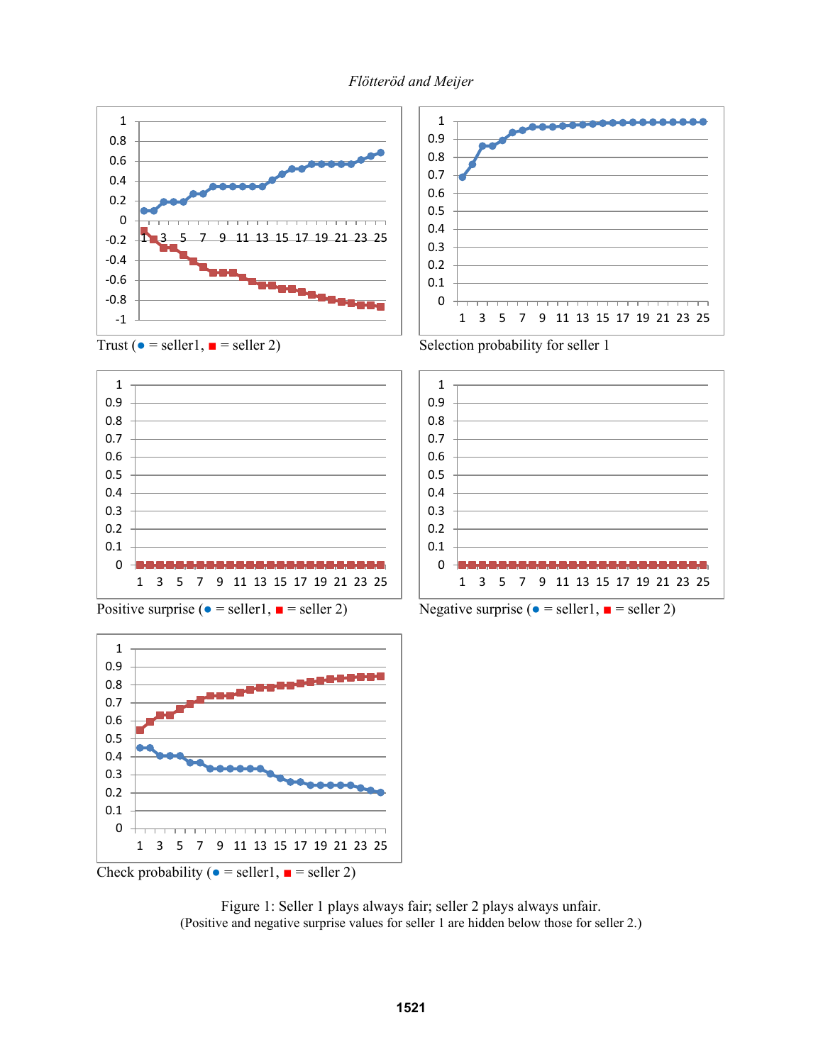1
0.8
0.6
0.4
0.2
0
-0.2
-0.4
-0.6
-0.8
-1
1 3 5 7 9 11 13 15 17 19 21 23 25

Trust (● = seller1, ■ = seller 2)

1
0.9
0.8
0.7
0.6
0.5
0.4
0.3
0.2
0.1
0
1 3 5 7 9 11 13 15 17 19 21 23 25

Selection probability for seller 1

1
0.9
0.8
0.7
0.6
0.5
0.4
0.3
0.2
0.1
0
1 3 5 7 9 11 13 15 17 19 21 23 25

Positive surprise (● = seller1, ■ = seller 2)

1
0.9
0.8
0.7
0.6
0.5
0.4
0.3
0.2
0.1
0
1 3 5 7 9 11 13 15 17 19 21 23 25

Negative surprise (● = seller1, ■ = seller 2)

1
0.9
0.8
0.7
0.6
0.5
0.4
0.3
0.2
0.1
0
1 3 5 7 9 11 13 15 17 19 21 23 25

Check probability (● = seller1, ■ = seller 2)

Figure 1: Seller 1 plays always fair; seller 2 plays always unfair.
(Positive and negative surprise values for seller 1 are hidden below those for seller 2.)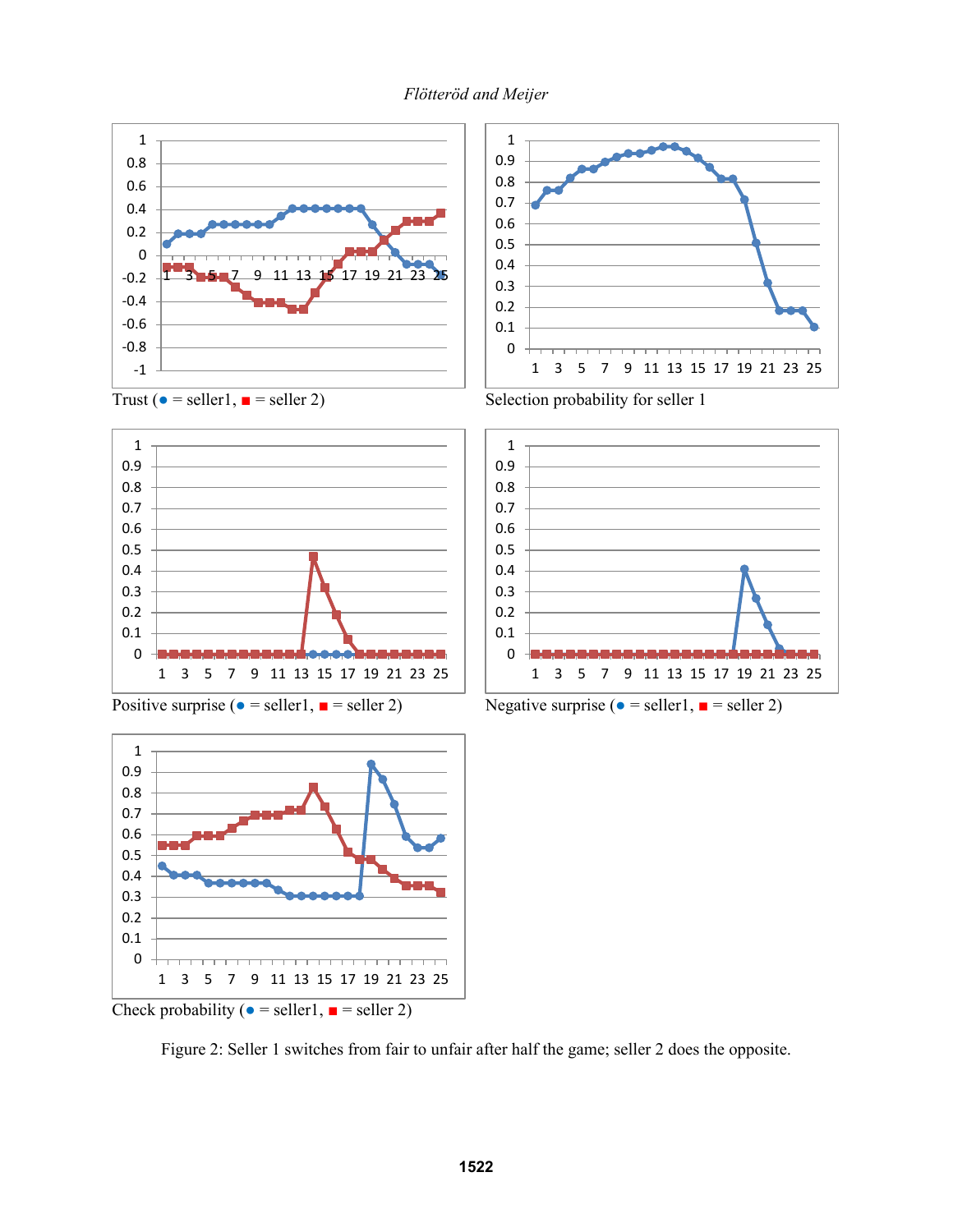1
0.8
0.6
0.4
0.2
0
-0.2
-0.4
-0.6
-0.8
-1
1 3 5 7 9 11 13 15 17 19 21 23 25

Trust (● = seller1, ■ = seller 2)

1
0.9
0.8
0.7
0.6
0.5
0.4
0.3
0.2
0.1
0
1 3 5 7 9 11 13 15 17 19 21 23 25

Selection probability for seller 1

1
0.9
0.8
0.7
0.6
0.5
0.4
0.3
0.2
0.1
0
1 3 5 7 9 11 13 15 17 19 21 23 25

Positive surprise (● = seller1, ■ = seller 2)

1
0.9
0.8
0.7
0.6
0.5
0.4
0.3
0.2
0.1
0
1 3 5 7 9 11 13 15 17 19 21 23 25

Negative surprise (● = seller1, ■ = seller 2)

1
0.9
0.8
0.7
0.6
0.5
0.4
0.3
0.2
0.1
0
1 3 5 7 9 11 13 15 17 19 21 23 25

Check probability (● = seller1, ■ = seller 2)

Figure 2: Seller 1 switches from fair to unfair after half the game; seller 2 does the opposite.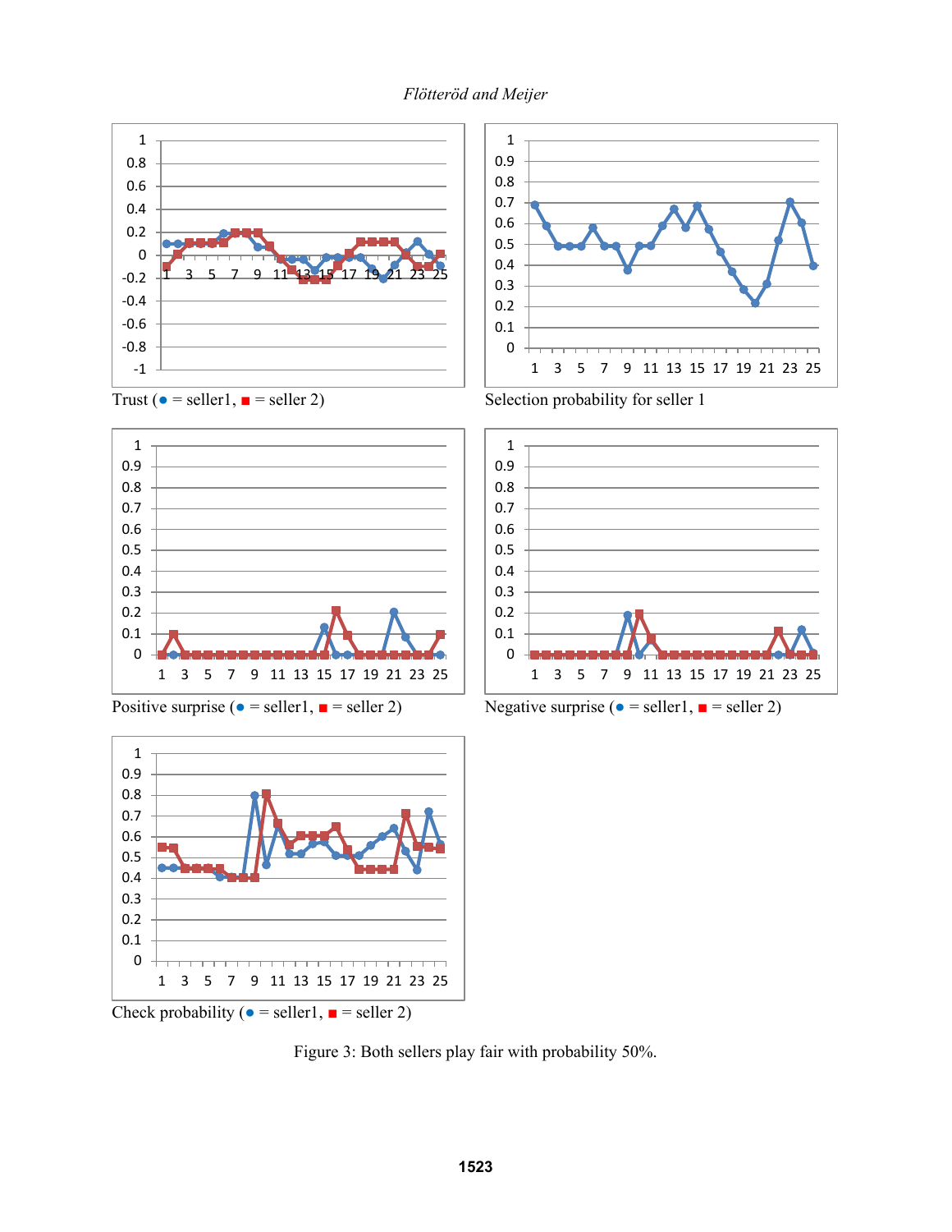1
0.8
0.6
0.4
0.2
0
-0.2
-0.4
-0.6
-0.8
-1
1 3 5 7 9 11 13 15 17 19 21 23 25

Trust (● = seller1, ■ = seller 2)

1
0.9
0.8
0.7
0.6
0.5
0.4
0.3
0.2
0.1
0
1 3 5 7 9 11 13 15 17 19 21 23 25

Selection probability for seller 1

1
0.9
0.8
0.7
0.6
0.5
0.4
0.3
0.2
0.1
0
1 3 5 7 9 11 13 15 17 19 21 23 25

Positive surprise (● = seller1, ■ = seller 2)

1
0.9
0.8
0.7
0.6
0.5
0.4
0.3
0.2
0.1
0
1 3 5 7 9 11 13 15 17 19 21 23 25

Negative surprise (● = seller1, ■ = seller 2)

1
0.9
0.8
0.7
0.6
0.5
0.4
0.3
0.2
0.1
0
1 3 5 7 9 11 13 15 17 19 21 23 25

Check probability (● = seller1, ■ = seller 2)

Figure 3: Both sellers play fair with probability 50%.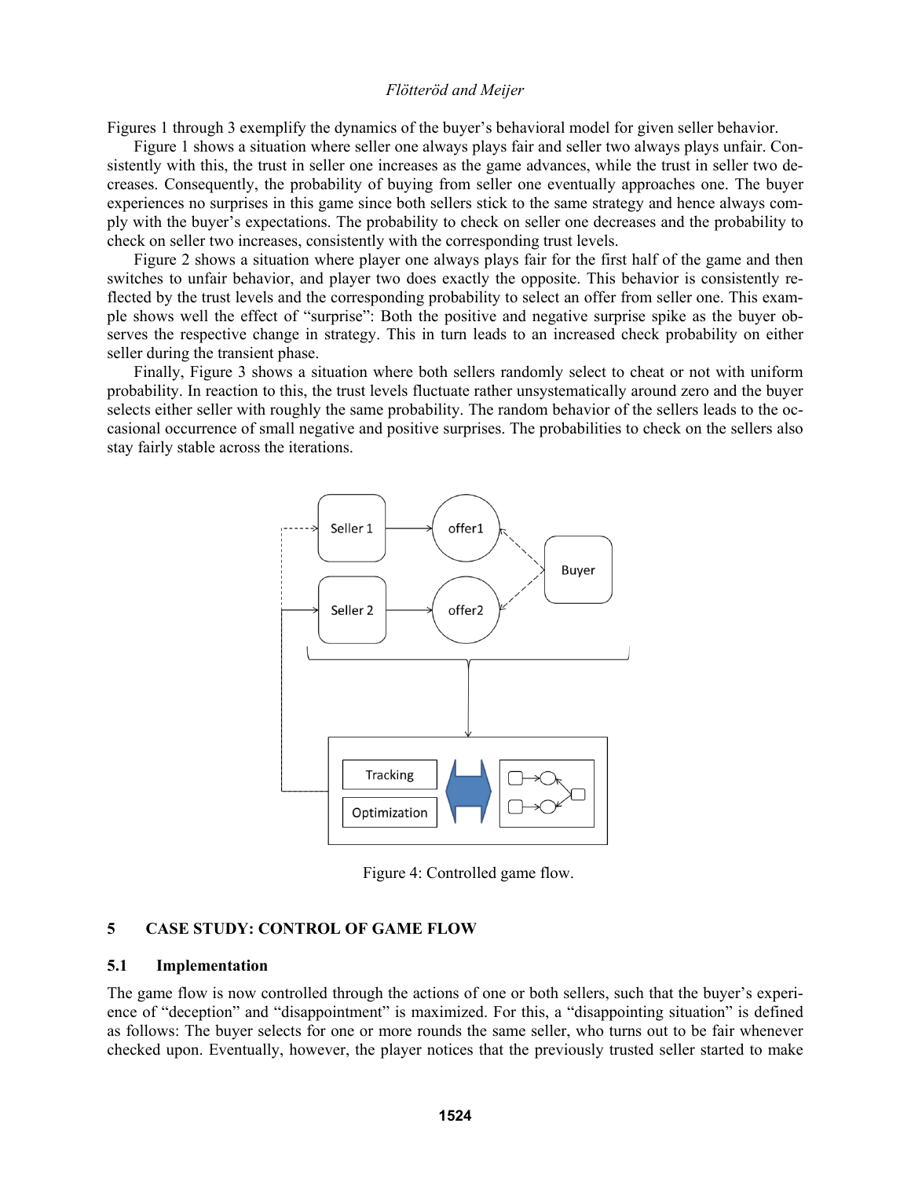Figures 1 through 3 exemplify the dynamics of the buyer's behavioral model for given seller behavior.

Figure 1 shows a situation where seller one always plays fair and seller two always plays unfair. Consistently with this, the trust in seller one increases as the game advances, while the trust in seller two decreases. Consequently, the probability of buying from seller one eventually approaches one. The buyer experiences no surprises in this game since both sellers stick to the same strategy and hence always comply with the buyer's expectations. The probability to check on seller one decreases and the probability to check on seller two increases, consistently with the corresponding trust levels.

Figure 2 shows a situation where player one always plays fair for the first half of the game and then switches to unfair behavior, and player two does exactly the opposite. This behavior is consistently reflected by the trust levels and the corresponding probability to select an offer from seller one. This example shows well the effect of "surprise": Both the positive and negative surprise spike as the buyer observes the respective change in strategy. This in turn leads to an increased check probability on either seller during the transient phase.

Finally, Figure 3 shows a situation where both sellers randomly select to cheat or not with uniform probability. In reaction to this, the trust levels fluctuate rather unsystematically around zero and the buyer selects either seller with roughly the same probability. The random behavior of the sellers leads to the occasional occurrence of small negative and positive surprises. The probabilities to check on the sellers also stay fairly stable across the iterations.

Seller 1

offer1

Buyer

Seller 2

offer2

Tracking

Optimization

Figure 4: Controlled game flow.

## 5 CASE STUDY: CONTROL OF GAME FLOW

### 5.1 Implementation

The game flow is now controlled through the actions of one or both sellers, such that the buyer's experience of "deception" and "disappointment" is maximized. For this, a "disappointing situation" is defined as follows: The buyer selects for one or more rounds the same seller, who turns out to be fair whenever checked upon. Eventually, however, the player notices that the previously trusted seller started to make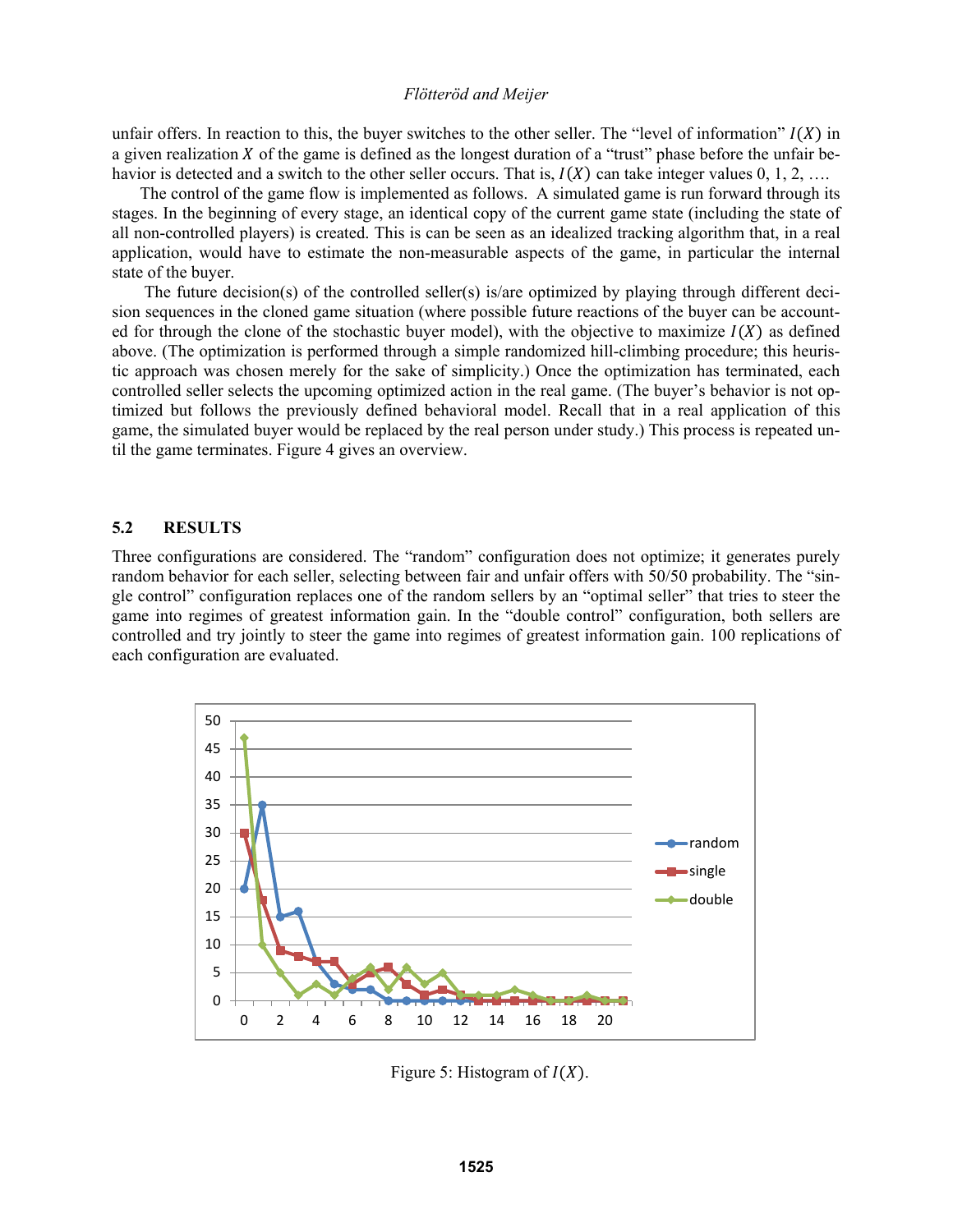unfair offers. In reaction to this, the buyer switches to the other seller. The "level of information" $I(X)$ in a given realization $X$ of the game is defined as the longest duration of a "trust" phase before the unfair behavior is detected and a switch to the other seller occurs. That is, $I(X)$ can take integer values 0, 1, 2, ….

The control of the game flow is implemented as follows. A simulated game is run forward through its stages. In the beginning of every stage, an identical copy of the current game state (including the state of all non-controlled players) is created. This is can be seen as an idealized tracking algorithm that, in a real application, would have to estimate the non-measurable aspects of the game, in particular the internal state of the buyer.

The future decision(s) of the controlled seller(s) is/are optimized by playing through different decision sequences in the cloned game situation (where possible future reactions of the buyer can be accounted for through the clone of the stochastic buyer model), with the objective to maximize $I(X)$ as defined above. (The optimization is performed through a simple randomized hill-climbing procedure; this heuristic approach was chosen merely for the sake of simplicity.) Once the optimization has terminated, each controlled seller selects the upcoming optimized action in the real game. (The buyer's behavior is not optimized but follows the previously defined behavioral model. Recall that in a real application of this game, the simulated buyer would be replaced by the real person under study.) This process is repeated until the game terminates. Figure 4 gives an overview.

## 5.2 RESULTS

Three configurations are considered. The "random" configuration does not optimize; it generates purely random behavior for each seller, selecting between fair and unfair offers with 50/50 probability. The "single control" configuration replaces one of the random sellers by an "optimal seller" that tries to steer the game into regimes of greatest information gain. In the "double control" configuration, both sellers are controlled and try jointly to steer the game into regimes of greatest information gain. 100 replications of each configuration are evaluated.

50
45
40
35
30
25
20
15
10
5
0

0 2 4 6 8 10 12 14 16 18 20

random
single
double

Figure 5: Histogram of $I(X)$.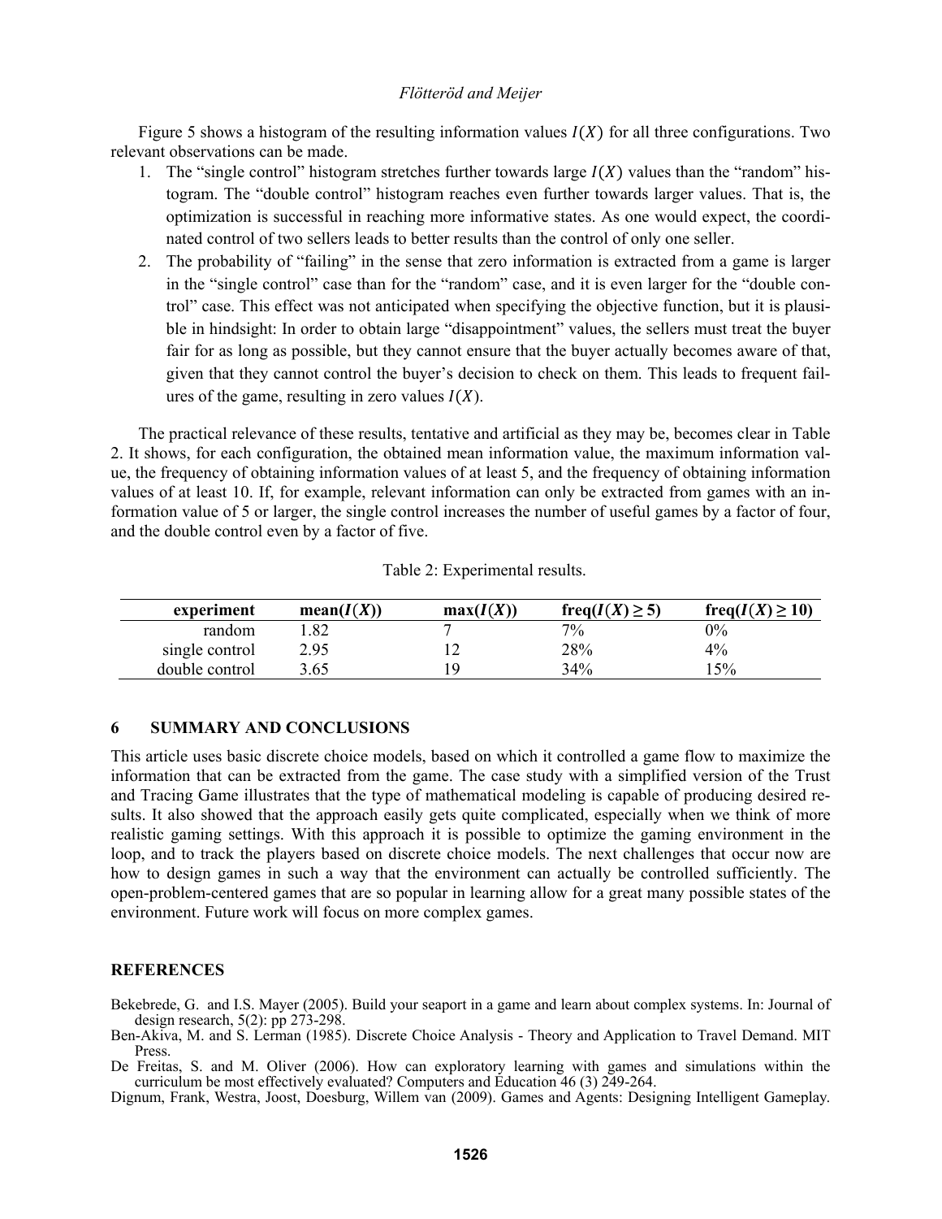Figure 5 shows a histogram of the resulting information values $I(X)$ for all three configurations. Two relevant observations can be made.

1. The "single control" histogram stretches further towards large $I(X)$ values than the "random" histogram. The "double control" histogram reaches even further towards larger values. That is, the optimization is successful in reaching more informative states. As one would expect, the coordinated control of two sellers leads to better results than the control of only one seller.
2. The probability of "failing" in the sense that zero information is extracted from a game is larger in the "single control" case than for the "random" case, and it is even larger for the "double control" case. This effect was not anticipated when specifying the objective function, but it is plausible in hindsight: In order to obtain large "disappointment" values, the sellers must treat the buyer fair for as long as possible, but they cannot ensure that the buyer actually becomes aware of that, given that they cannot control the buyer's decision to check on them. This leads to frequent failures of the game, resulting in zero values $I(X)$.

The practical relevance of these results, tentative and artificial as they may be, becomes clear in Table 2. It shows, for each configuration, the obtained mean information value, the maximum information value, the frequency of obtaining information values of at least 5, and the frequency of obtaining information values of at least 10. If, for example, relevant information can only be extracted from games with an information value of 5 or larger, the single control increases the number of useful games by a factor of four, and the double control even by a factor of five.

Table 2: Experimental results.

| experiment | mean($I(X)$) | max($I(X)$) | freq($I(X) \geq 5$) | freq($I(X) \geq 10$) |
|---|---|---|---|---|
| random | 1.82 | 7 | 7% | 0% |
| single control | 2.95 | 12 | 28% | 4% |
| double control | 3.65 | 19 | 34% | 15% |

## 6 SUMMARY AND CONCLUSIONS

This article uses basic discrete choice models, based on which it controlled a game flow to maximize the information that can be extracted from the game. The case study with a simplified version of the Trust and Tracing Game illustrates that the type of mathematical modeling is capable of producing desired results. It also showed that the approach easily gets quite complicated, especially when we think of more realistic gaming settings. With this approach it is possible to optimize the gaming environment in the loop, and to track the players based on discrete choice models. The next challenges that occur now are how to design games in such a way that the environment can actually be controlled sufficiently. The open-problem-centered games that are so popular in learning allow for a great many possible states of the environment. Future work will focus on more complex games.

## REFERENCES

Bekebrede, G. and I.S. Mayer (2005). Build your seaport in a game and learn about complex systems. In: Journal of design research, 5(2): pp 273-298.

Ben-Akiva, M. and S. Lerman (1985). Discrete Choice Analysis - Theory and Application to Travel Demand. MIT Press.

De Freitas, S. and M. Oliver (2006). How can exploratory learning with games and simulations within the curriculum be most effectively evaluated? Computers and Education 46 (3) 249-264.

Dignum, Frank, Westra, Joost, Doesburg, Willem van (2009). Games and Agents: Designing Intelligent Gameplay.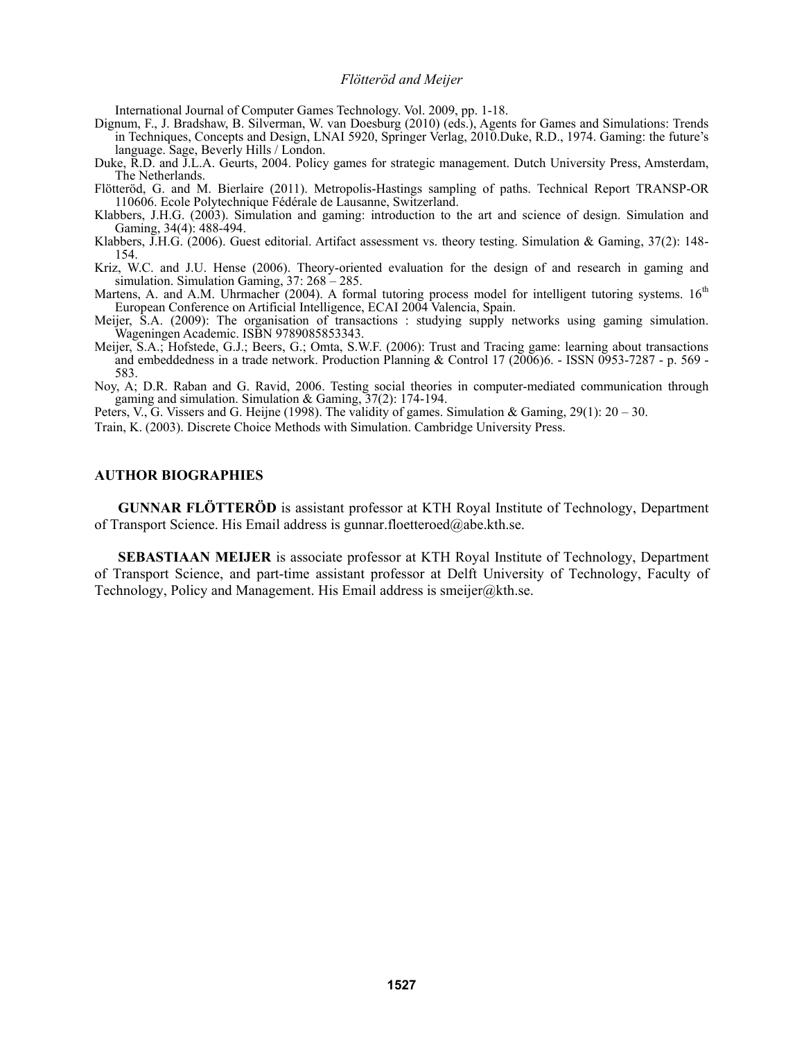International Journal of Computer Games Technology. Vol. 2009, pp. 1-18.

Dignum, F., J. Bradshaw, B. Silverman, W. van Doesburg (2010) (eds.), Agents for Games and Simulations: Trends in Techniques, Concepts and Design, LNAI 5920, Springer Verlag, 2010.Duke, R.D., 1974. Gaming: the future's language. Sage, Beverly Hills / London.

Duke, R.D. and J.L.A. Geurts, 2004. Policy games for strategic management. Dutch University Press, Amsterdam, The Netherlands.

Flötteröd, G. and M. Bierlaire (2011). Metropolis-Hastings sampling of paths. Technical Report TRANSP-OR 110606. Ecole Polytechnique Fédérale de Lausanne, Switzerland.

Klabbers, J.H.G. (2003). Simulation and gaming: introduction to the art and science of design. Simulation and Gaming, 34(4): 488-494.

Klabbers, J.H.G. (2006). Guest editorial. Artifact assessment vs. theory testing. Simulation & Gaming, 37(2): 148-154.

Kriz, W.C. and J.U. Hense (2006). Theory-oriented evaluation for the design of and research in gaming and simulation. Simulation Gaming, 37: 268 – 285.

Martens, A. and A.M. Uhrmacher (2004). A formal tutoring process model for intelligent tutoring systems. 16th European Conference on Artificial Intelligence, ECAI 2004 Valencia, Spain.

Meijer, S.A. (2009): The organisation of transactions : studying supply networks using gaming simulation. Wageningen Academic. ISBN 9789085853343.

Meijer, S.A.; Hofstede, G.J.; Beers, G.; Omta, S.W.F. (2006): Trust and Tracing game: learning about transactions and embeddedness in a trade network. Production Planning & Control 17 (2006)6. - ISSN 0953-7287 - p. 569 - 583.

Noy, A; D.R. Raban and G. Ravid, 2006. Testing social theories in computer-mediated communication through gaming and simulation. Simulation & Gaming, 37(2): 174-194.

Peters, V., G. Vissers and G. Heijne (1998). The validity of games. Simulation & Gaming, 29(1): 20 – 30.

Train, K. (2003). Discrete Choice Methods with Simulation. Cambridge University Press.

## AUTHOR BIOGRAPHIES

**GUNNAR FLÖTTERÖD** is assistant professor at KTH Royal Institute of Technology, Department of Transport Science. His Email address is gunnar.floetteroed@abe.kth.se.

**SEBASTIAAN MEIJER** is associate professor at KTH Royal Institute of Technology, Department of Transport Science, and part-time assistant professor at Delft University of Technology, Faculty of Technology, Policy and Management. His Email address is smeijer@kth.se.